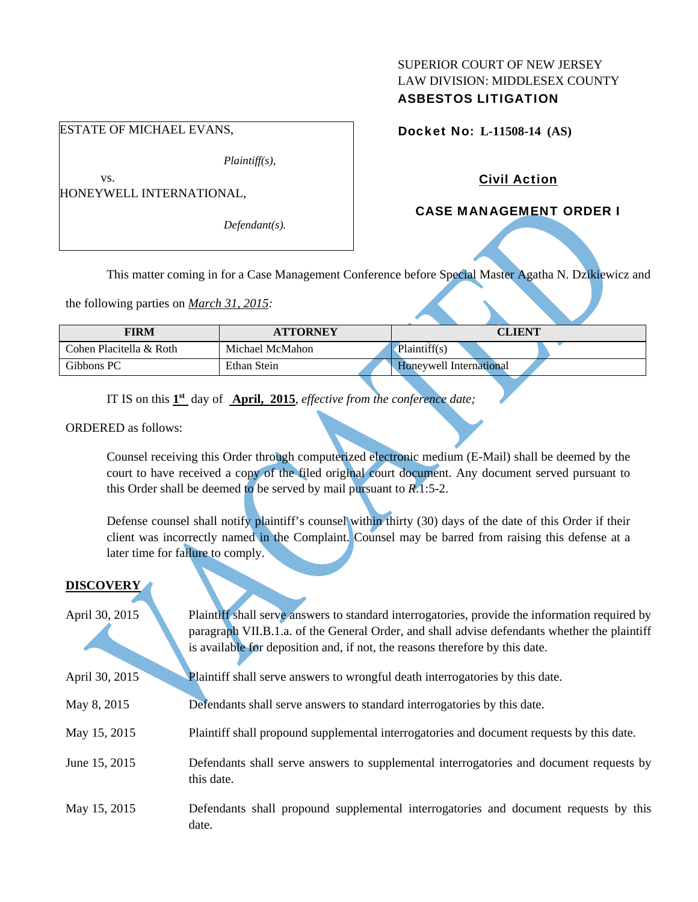SUPERIOR COURT OF NEW JERSEY
LAW DIVISION: MIDDLESEX COUNTY
**ASBESTOS LITIGATION**

| ESTATE OF MICHAEL EVANS, *Plaintiff(s),* vs. HONEYWELL INTERNATIONAL, *Defendant(s).* |
|---|

**Docket No: L-11508-14 (AS)**

**Civil Action**

**CASE MANAGEMENT ORDER I**

This matter coming in for a Case Management Conference before Special Master Agatha N. Dzikiewicz and the following parties on *March 31, 2015:*

| FIRM | ATTORNEY | CLIENT |
|---|---|---|
| Cohen Placitella & Roth | Michael McMahon | Plaintiff(s) |
| Gibbons PC | Ethan Stein | Honeywell International |

IT IS on this **1st** day of **April, 2015**, *effective from the conference date;*

ORDERED as follows:

Counsel receiving this Order through computerized electronic medium (E-Mail) shall be deemed by the court to have received a copy of the filed original court document. Any document served pursuant to this Order shall be deemed to be served by mail pursuant to *R*.1:5-2.

Defense counsel shall notify plaintiff's counsel within thirty (30) days of the date of this Order if their client was incorrectly named in the Complaint. Counsel may be barred from raising this defense at a later time for failure to comply.

## DISCOVERY

| | |
|---|---|
| April 30, 2015 | Plaintiff shall serve answers to standard interrogatories, provide the information required by paragraph VII.B.1.a. of the General Order, and shall advise defendants whether the plaintiff is available for deposition and, if not, the reasons therefore by this date. |
| April 30, 2015 | Plaintiff shall serve answers to wrongful death interrogatories by this date. |
| May 8, 2015 | Defendants shall serve answers to standard interrogatories by this date. |
| May 15, 2015 | Plaintiff shall propound supplemental interrogatories and document requests by this date. |
| June 15, 2015 | Defendants shall serve answers to supplemental interrogatories and document requests by this date. |
| May 15, 2015 | Defendants shall propound supplemental interrogatories and document requests by this date. |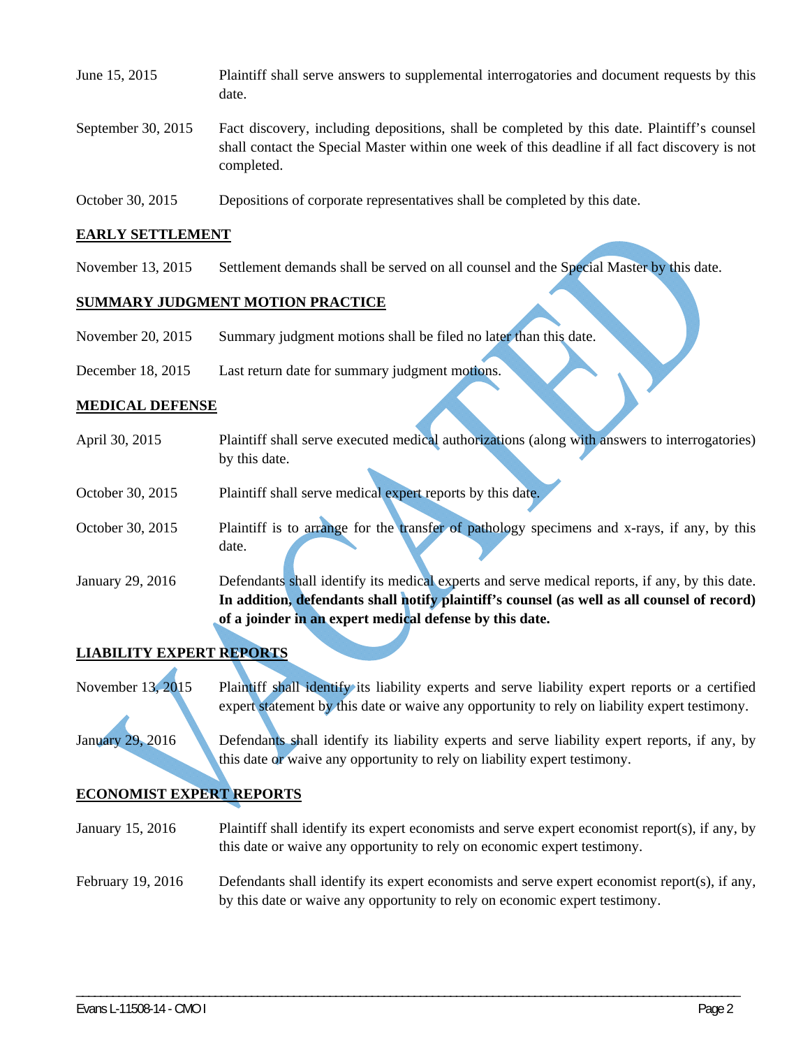| | |
|---|---|
| June 15, 2015 | Plaintiff shall serve answers to supplemental interrogatories and document requests by this date. |
| September 30, 2015 | Fact discovery, including depositions, shall be completed by this date. Plaintiff's counsel shall contact the Special Master within one week of this deadline if all fact discovery is not completed. |
| October 30, 2015 | Depositions of corporate representatives shall be completed by this date. |

**EARLY SETTLEMENT**

| | |
|---|---|
| November 13, 2015 | Settlement demands shall be served on all counsel and the Special Master by this date. |

**SUMMARY JUDGMENT MOTION PRACTICE**

| | |
|---|---|
| November 20, 2015 | Summary judgment motions shall be filed no later than this date. |
| December 18, 2015 | Last return date for summary judgment motions. |

**MEDICAL DEFENSE**

| | |
|---|---|
| April 30, 2015 | Plaintiff shall serve executed medical authorizations (along with answers to interrogatories) by this date. |
| October 30, 2015 | Plaintiff shall serve medical expert reports by this date. |
| October 30, 2015 | Plaintiff is to arrange for the transfer of pathology specimens and x-rays, if any, by this date. |
| January 29, 2016 | Defendants shall identify its medical experts and serve medical reports, if any, by this date. **In addition, defendants shall notify plaintiff's counsel (as well as all counsel of record) of a joinder in an expert medical defense by this date.** |

**LIABILITY EXPERT REPORTS**

| | |
|---|---|
| November 13, 2015 | Plaintiff shall identify its liability experts and serve liability expert reports or a certified expert statement by this date or waive any opportunity to rely on liability expert testimony. |
| January 29, 2016 | Defendants shall identify its liability experts and serve liability expert reports, if any, by this date or waive any opportunity to rely on liability expert testimony. |

**ECONOMIST EXPERT REPORTS**

| | |
|---|---|
| January 15, 2016 | Plaintiff shall identify its expert economists and serve expert economist report(s), if any, by this date or waive any opportunity to rely on economic expert testimony. |
| February 19, 2016 | Defendants shall identify its expert economists and serve expert economist report(s), if any, by this date or waive any opportunity to rely on economic expert testimony. |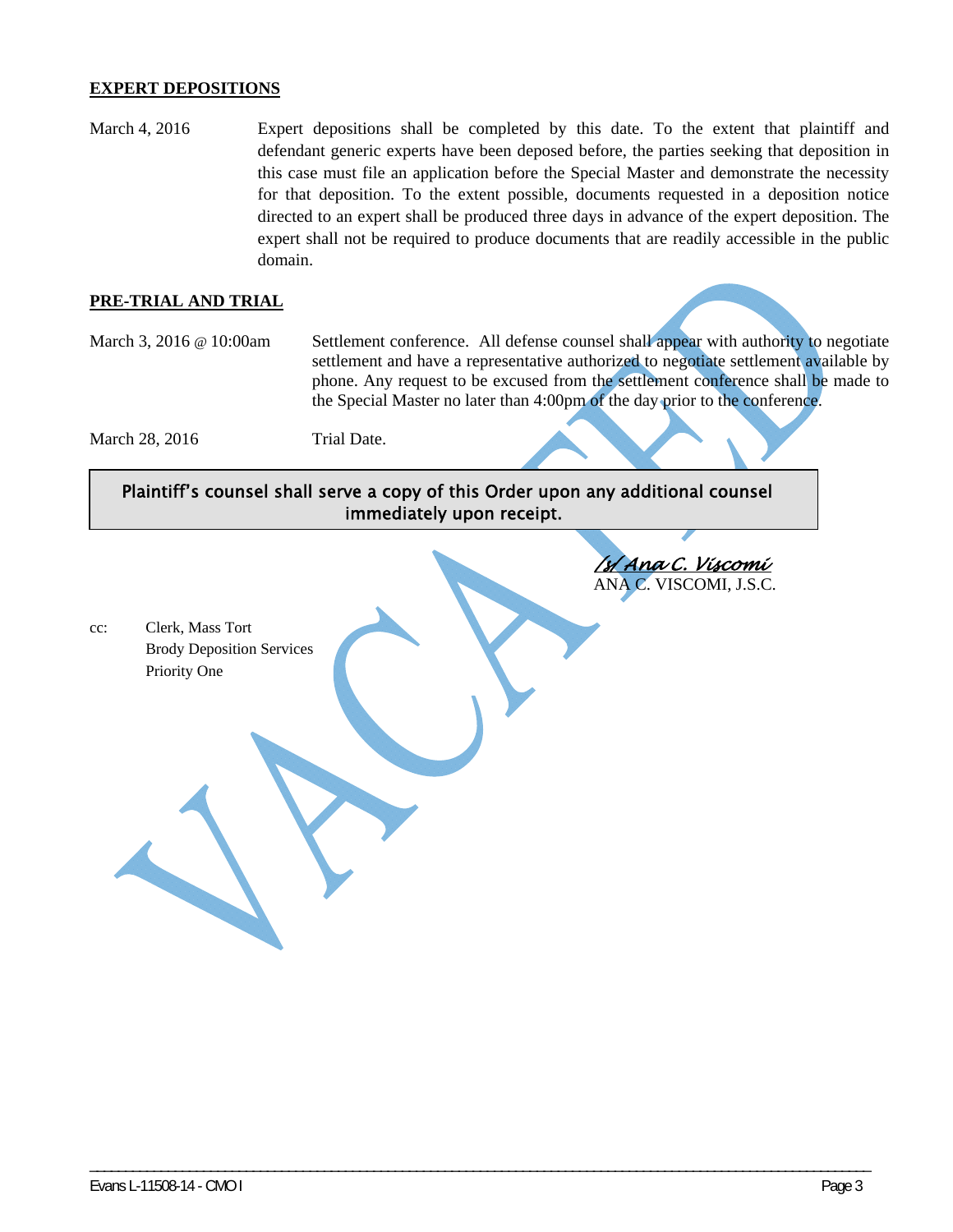**EXPERT DEPOSITIONS**

March 4, 2016 — Expert depositions shall be completed by this date. To the extent that plaintiff and defendant generic experts have been deposed before, the parties seeking that deposition in this case must file an application before the Special Master and demonstrate the necessity for that deposition. To the extent possible, documents requested in a deposition notice directed to an expert shall be produced three days in advance of the expert deposition. The expert shall not be required to produce documents that are readily accessible in the public domain.

**PRE-TRIAL AND TRIAL**

March 3, 2016 @ 10:00am — Settlement conference. All defense counsel shall appear with authority to negotiate settlement and have a representative authorized to negotiate settlement available by phone. Any request to be excused from the settlement conference shall be made to the Special Master no later than 4:00pm of the day prior to the conference.

March 28, 2016 — Trial Date.

**Plaintiff's counsel shall serve a copy of this Order upon any additional counsel immediately upon receipt.**

*/s/ Ana C. Viscomi*
ANA C. VISCOMI, J.S.C.

cc: Clerk, Mass Tort
Brody Deposition Services
Priority One

VACATED

Evans L-11508-14 - CMO I